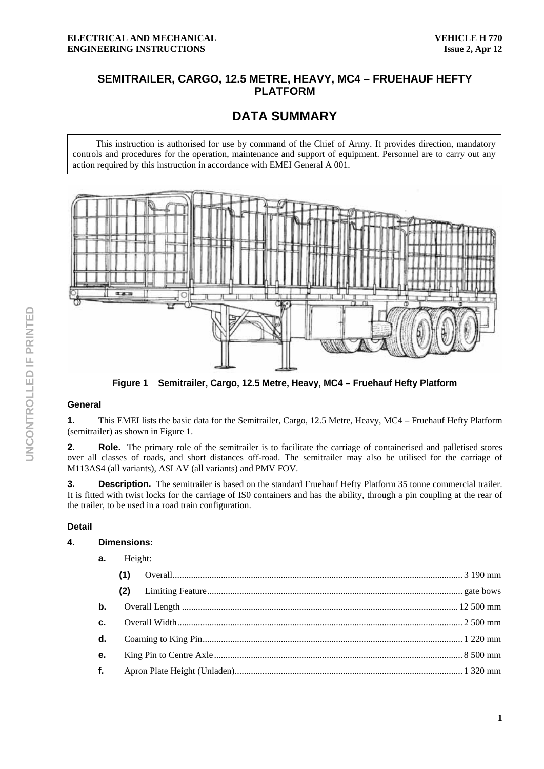# SEMITRAILER, CARGO, 12.5 METRE, HEAVY, MC4 – FRUEHAUF HEFTY PLATFORM

## DATA SUMMARY

> This instruction is authorised for use by command of the Chief of Army. It provides direction, mandatory controls and procedures for the operation, maintenance and support of equipment. Personnel are to carry out any action required by this instruction in accordance with EMEI General A 001.

**Figure 1 Semitrailer, Cargo, 12.5 Metre, Heavy, MC4 – Fruehauf Hefty Platform**

### General

**1.** This EMEI lists the basic data for the Semitrailer, Cargo, 12.5 Metre, Heavy, MC4 – Fruehauf Hefty Platform (semitrailer) as shown in Figure 1.

**2. Role.** The primary role of the semitrailer is to facilitate the carriage of containerised and palletised stores over all classes of roads, and short distances off-road. The semitrailer may also be utilised for the carriage of M113AS4 (all variants), ASLAV (all variants) and PMV FOV.

**3. Description.** The semitrailer is based on the standard Fruehauf Hefty Platform 35 tonne commercial trailer. It is fitted with twist locks for the carriage of IS0 containers and has the ability, through a pin coupling at the rear of the trailer, to be used in a road train configuration.

### Detail

**4. Dimensions:**

- **a.** Height:
  - **(1)** Overall ............ 3 190 mm
  - **(2)** Limiting Feature ............ gate bows
- **b.** Overall Length ............ 12 500 mm
- **c.** Overall Width ............ 2 500 mm
- **d.** Coaming to King Pin ............ 1 220 mm
- **e.** King Pin to Centre Axle ............ 8 500 mm
- **f.** Apron Plate Height (Unladen) ............ 1 320 mm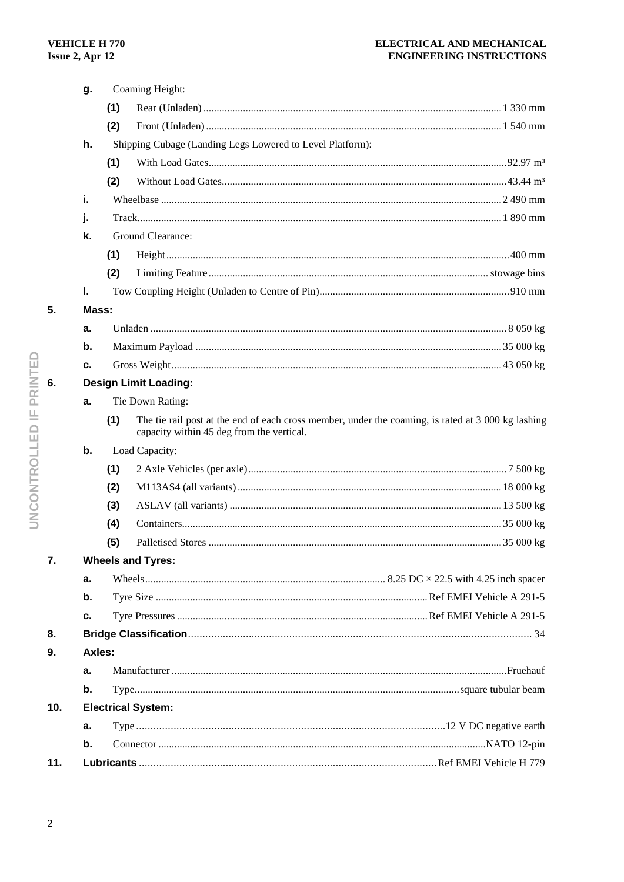**g.** Coaming Height:

**(1)** Rear (Unladen) ........ 1 330 mm

**(2)** Front (Unladen) ........ 1 540 mm

**h.** Shipping Cubage (Landing Legs Lowered to Level Platform):

**(1)** With Load Gates ........ 92.97 m³

**(2)** Without Load Gates ........ 43.44 m³

**i.** Wheelbase ........ 2 490 mm

**j.** Track ........ 1 890 mm

**k.** Ground Clearance:

**(1)** Height ........ 400 mm

**(2)** Limiting Feature ........ stowage bins

**l.** Tow Coupling Height (Unladen to Centre of Pin) ........ 910 mm

**5. Mass:**

**a.** Unladen ........ 8 050 kg

**b.** Maximum Payload ........ 35 000 kg

**c.** Gross Weight ........ 43 050 kg

**6. Design Limit Loading:**

**a.** Tie Down Rating:

**(1)** The tie rail post at the end of each cross member, under the coaming, is rated at 3 000 kg lashing capacity within 45 deg from the vertical.

**b.** Load Capacity:

**(1)** 2 Axle Vehicles (per axle) ........ 7 500 kg

**(2)** M113AS4 (all variants) ........ 18 000 kg

**(3)** ASLAV (all variants) ........ 13 500 kg

**(4)** Containers ........ 35 000 kg

**(5)** Palletised Stores ........ 35 000 kg

**7. Wheels and Tyres:**

**a.** Wheels ........ 8.25 DC × 22.5 with 4.25 inch spacer

**b.** Tyre Size ........ Ref EMEI Vehicle A 291-5

**c.** Tyre Pressures ........ Ref EMEI Vehicle A 291-5

**8. Bridge Classification** ........ 34

**9. Axles:**

**a.** Manufacturer ........ Fruehauf

**b.** Type ........ square tubular beam

**10. Electrical System:**

**a.** Type ........ 12 V DC negative earth

**b.** Connector ........ NATO 12-pin

**11. Lubricants** ........ Ref EMEI Vehicle H 779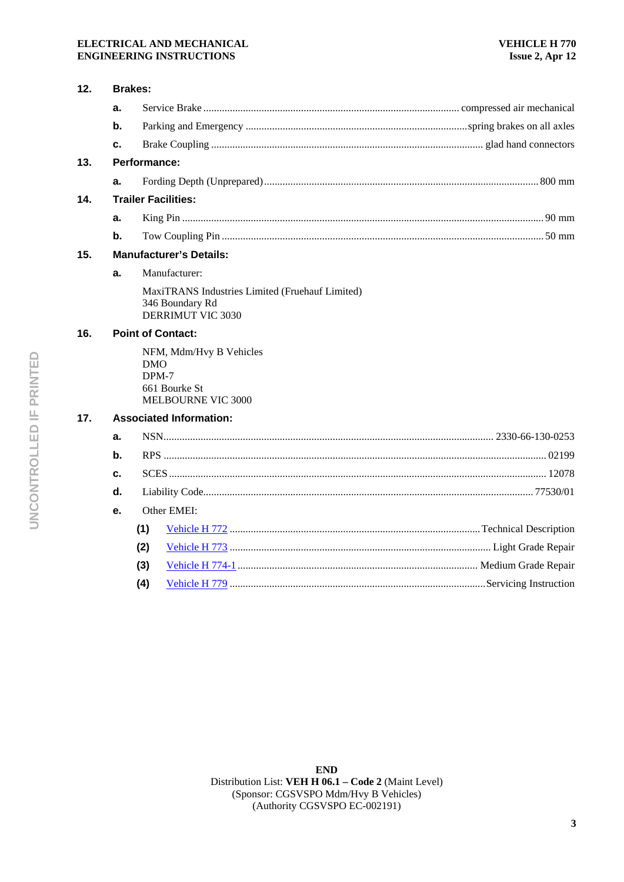**12. Brakes:**

- **a.** Service Brake ................................................................ compressed air mechanical
- **b.** Parking and Emergency ................................................................ spring brakes on all axles
- **c.** Brake Coupling ................................................................ glad hand connectors

**13. Performance:**

- **a.** Fording Depth (Unprepared) ................................................................ 800 mm

**14. Trailer Facilities:**

- **a.** King Pin ................................................................ 90 mm
- **b.** Tow Coupling Pin ................................................................ 50 mm

**15. Manufacturer's Details:**

- **a.** Manufacturer:

  MaxiTRANS Industries Limited (Fruehauf Limited)
  346 Boundary Rd
  DERRIMUT VIC 3030

**16. Point of Contact:**

NFM, Mdm/Hvy B Vehicles
DMO
DPM-7
661 Bourke St
MELBOURNE VIC 3000

**17. Associated Information:**

- **a.** NSN ................................................................ 2330-66-130-0253
- **b.** RPS ................................................................ 02199
- **c.** SCES ................................................................ 12078
- **d.** Liability Code ................................................................ 77530/01
- **e.** Other EMEI:
  - **(1)** Vehicle H 772 ................................................................ Technical Description
  - **(2)** Vehicle H 773 ................................................................ Light Grade Repair
  - **(3)** Vehicle H 774-1 ................................................................ Medium Grade Repair
  - **(4)** Vehicle H 779 ................................................................ Servicing Instruction

**END**

Distribution List: **VEH H 06.1 – Code 2** (Maint Level)
(Sponsor: CGSVSPO Mdm/Hvy B Vehicles)
(Authority CGSVSPO EC-002191)